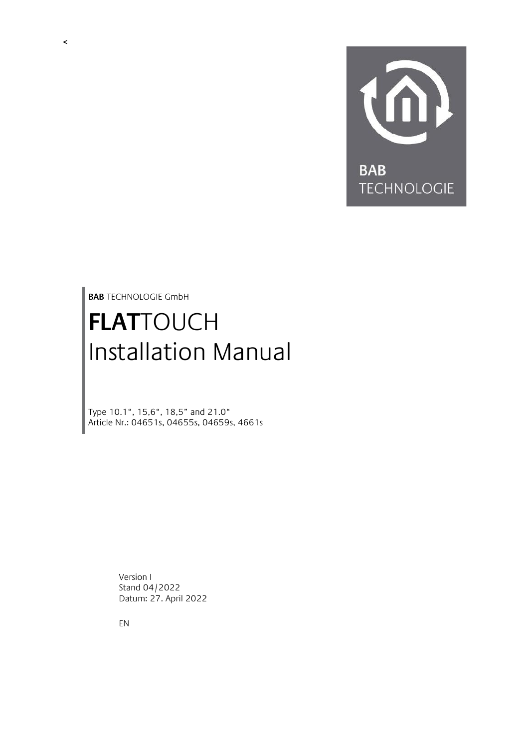<

BAB TECHNOLOGIE

**BAB** TECHNOLOGIE GmbH

# **FLAT**TOUCH Installation Manual

Type 10.1", 15,6", 18,5" and 21.0"
Article Nr.: 04651s, 04655s, 04659s, 4661s

Version I
Stand 04/2022
Datum: 27. April 2022

EN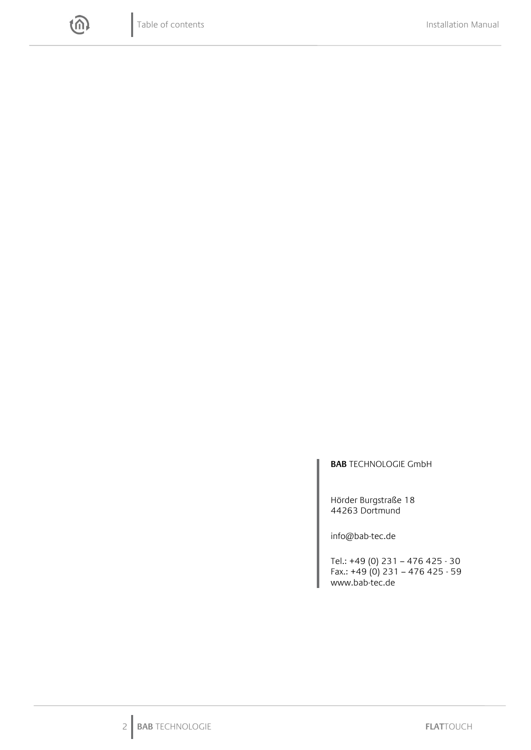**BAB** TECHNOLOGIE GmbH

Hörder Burgstraße 18
44263 Dortmund

info@bab-tec.de

Tel.: +49 (0) 231 – 476 425 - 30
Fax.: +49 (0) 231 – 476 425 - 59
www.bab-tec.de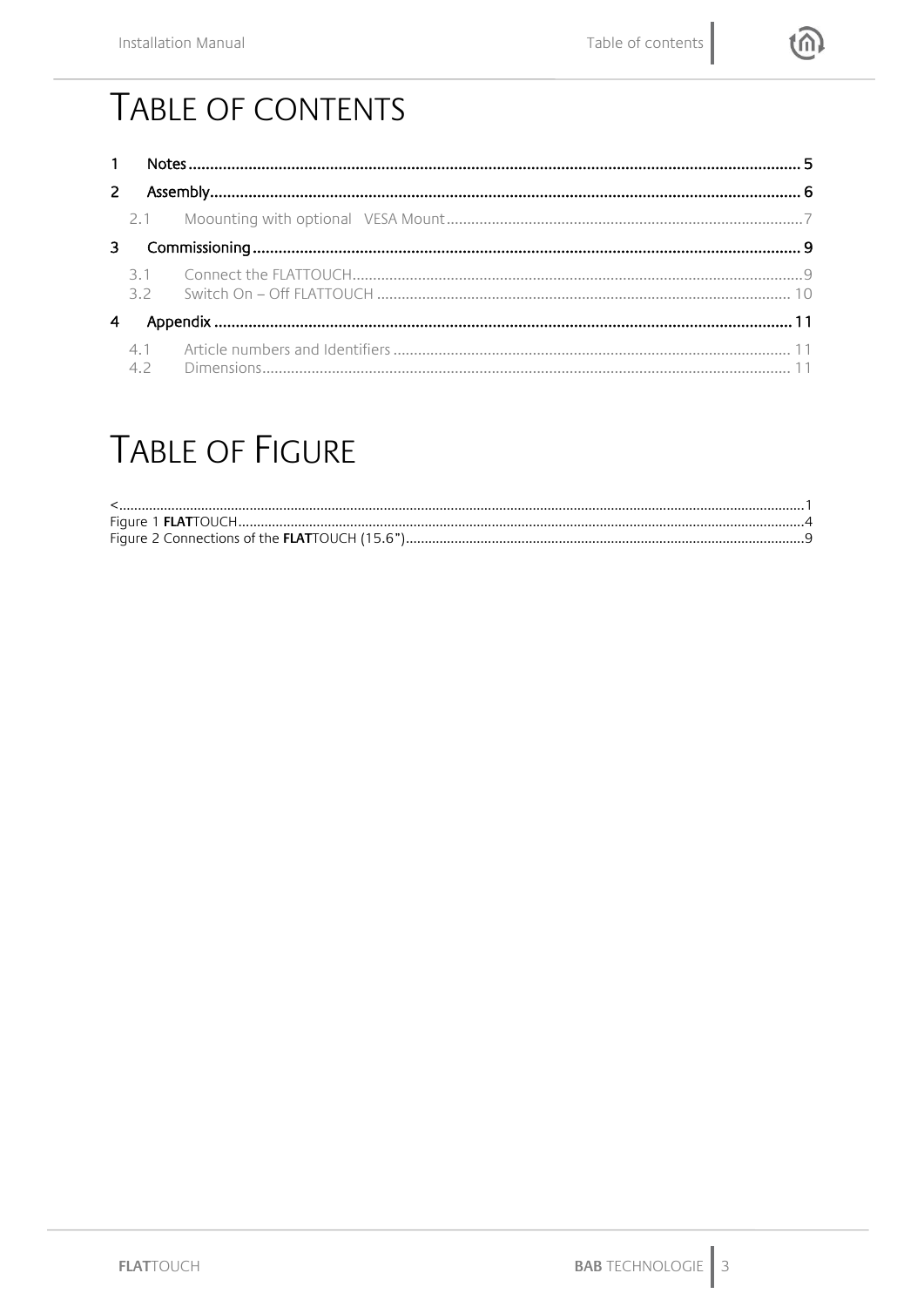# TABLE OF CONTENTS

1 Notes ..................................................................... 5

2 Assembly ..................................................................... 6

- 2.1 Moounting with optional VESA Mount ..................................................................... 7

3 Commissioning ..................................................................... 9

- 3.1 Connect the FLATTOUCH ..................................................................... 9
- 3.2 Switch On – Off FLATTOUCH ..................................................................... 10

4 Appendix ..................................................................... 11

- 4.1 Article numbers and Identifiers ..................................................................... 11
- 4.2 Dimensions ..................................................................... 11

# TABLE OF FIGURE

< ..................................................................... 1

Figure 1 **FLAT**TOUCH ..................................................................... 4

Figure 2 Connections of the **FLAT**TOUCH (15.6") ..................................................................... 9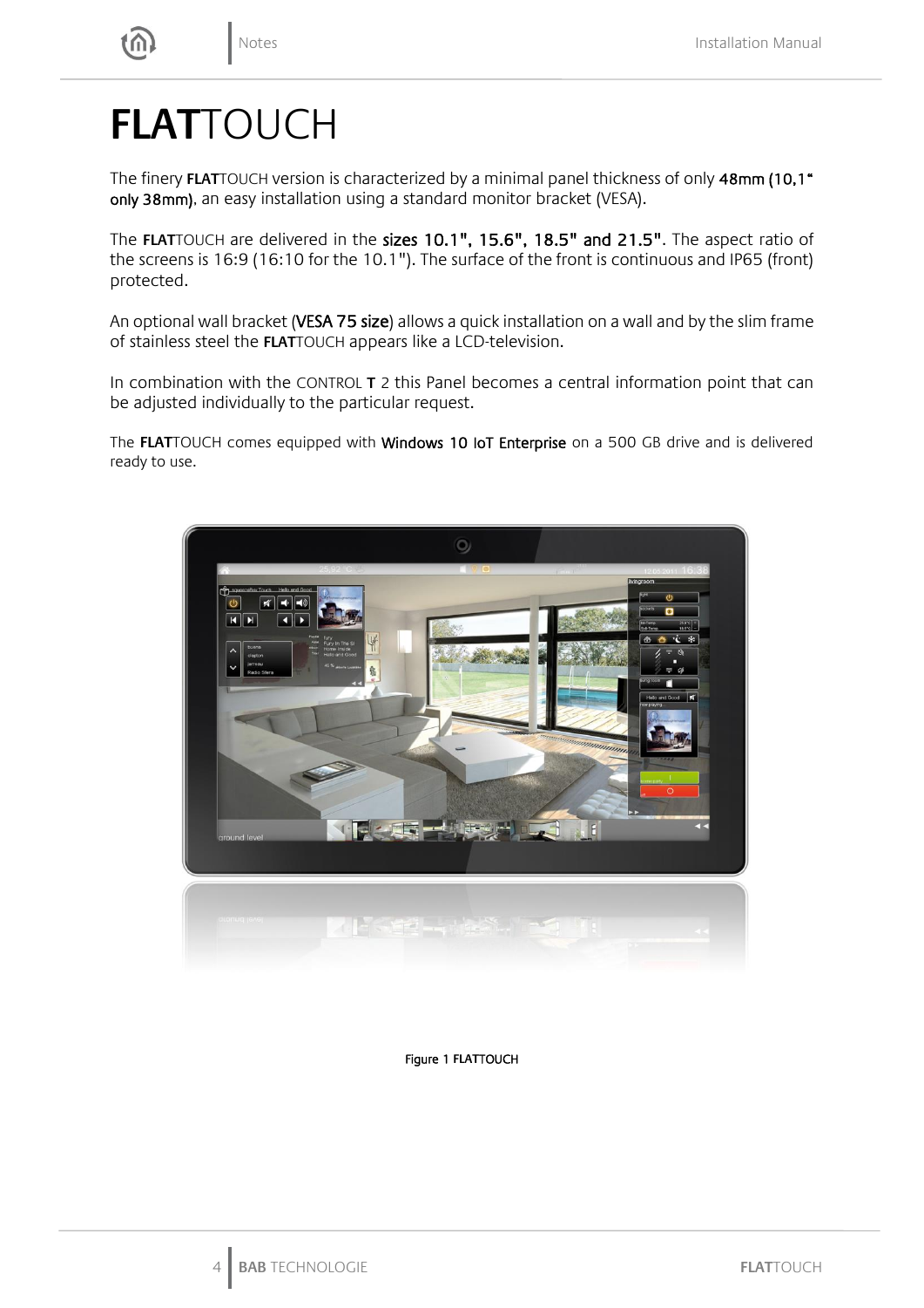# **FLAT**TOUCH

The finery **FLAT**TOUCH version is characterized by a minimal panel thickness of only 48mm (10,1" only 38mm), an easy installation using a standard monitor bracket (VESA).

The **FLAT**TOUCH are delivered in the sizes 10.1", 15.6", 18.5" and 21.5". The aspect ratio of the screens is 16:9 (16:10 for the 10.1"). The surface of the front is continuous and IP65 (front) protected.

An optional wall bracket (VESA 75 size) allows a quick installation on a wall and by the slim frame of stainless steel the **FLAT**TOUCH appears like a LCD-television.

In combination with the CONTROL **T** 2 this Panel becomes a central information point that can be adjusted individually to the particular request.

The **FLAT**TOUCH comes equipped with Windows 10 IoT Enterprise on a 500 GB drive and is delivered ready to use.

Figure 1 FLATTOUCH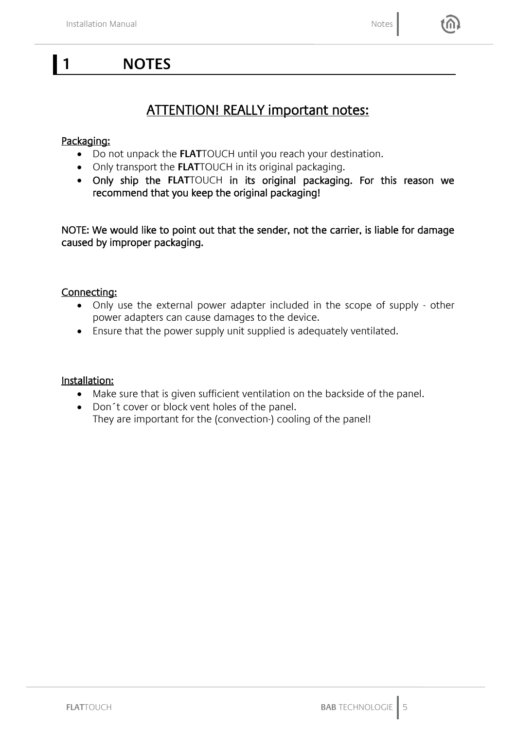# 1 NOTES

## ATTENTION! REALLY important notes:

Packaging:

- Do not unpack the **FLAT**TOUCH until you reach your destination.
- Only transport the **FLAT**TOUCH in its original packaging.
- Only ship the **FLAT**TOUCH in its original packaging. For this reason we recommend that you keep the original packaging!

NOTE: We would like to point out that the sender, not the carrier, is liable for damage caused by improper packaging.

Connecting:

- Only use the external power adapter included in the scope of supply - other power adapters can cause damages to the device.
- Ensure that the power supply unit supplied is adequately ventilated.

Installation:

- Make sure that is given sufficient ventilation on the backside of the panel.
- Don´t cover or block vent holes of the panel.
  They are important for the (convection-) cooling of the panel!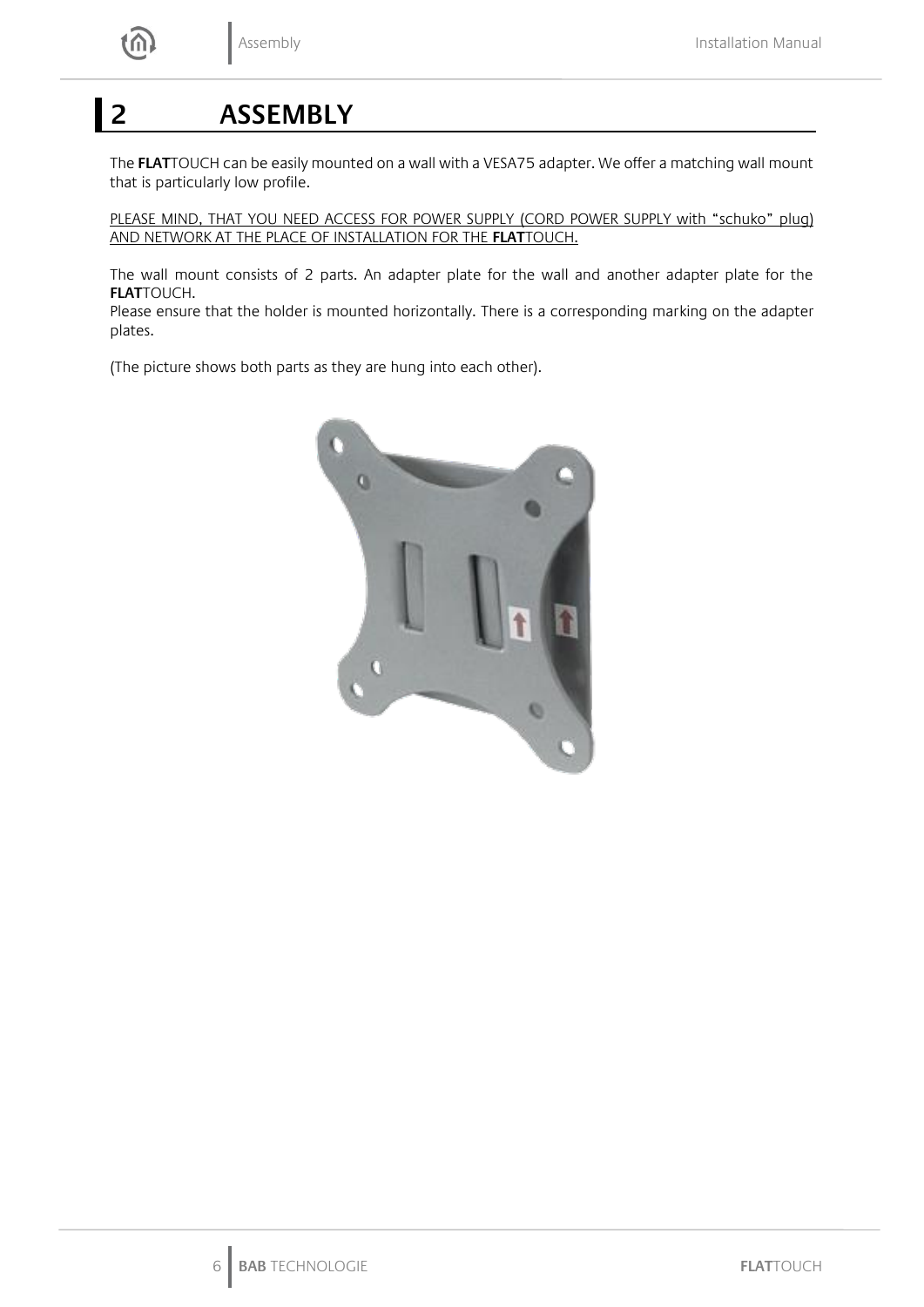# 2 ASSEMBLY

The **FLAT**TOUCH can be easily mounted on a wall with a VESA75 adapter. We offer a matching wall mount that is particularly low profile.

PLEASE MIND, THAT YOU NEED ACCESS FOR POWER SUPPLY (CORD POWER SUPPLY with "schuko" plug) AND NETWORK AT THE PLACE OF INSTALLATION FOR THE **FLAT**TOUCH.

The wall mount consists of 2 parts. An adapter plate for the wall and another adapter plate for the **FLAT**TOUCH.
Please ensure that the holder is mounted horizontally. There is a corresponding marking on the adapter plates.

(The picture shows both parts as they are hung into each other).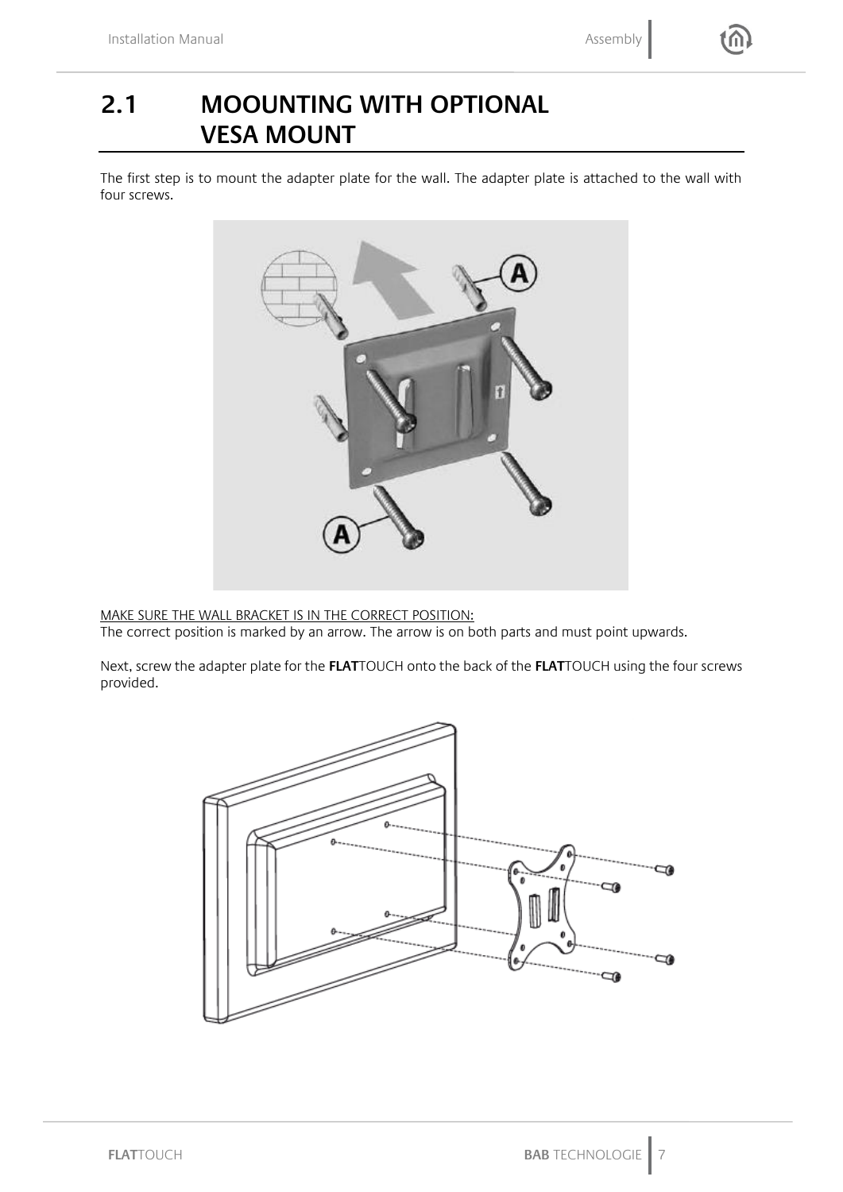## 2.1 MOOUNTING WITH OPTIONAL VESA MOUNT

The first step is to mount the adapter plate for the wall. The adapter plate is attached to the wall with four screws.

MAKE SURE THE WALL BRACKET IS IN THE CORRECT POSITION:
The correct position is marked by an arrow. The arrow is on both parts and must point upwards.

Next, screw the adapter plate for the **FLAT**TOUCH onto the back of the **FLAT**TOUCH using the four screws provided.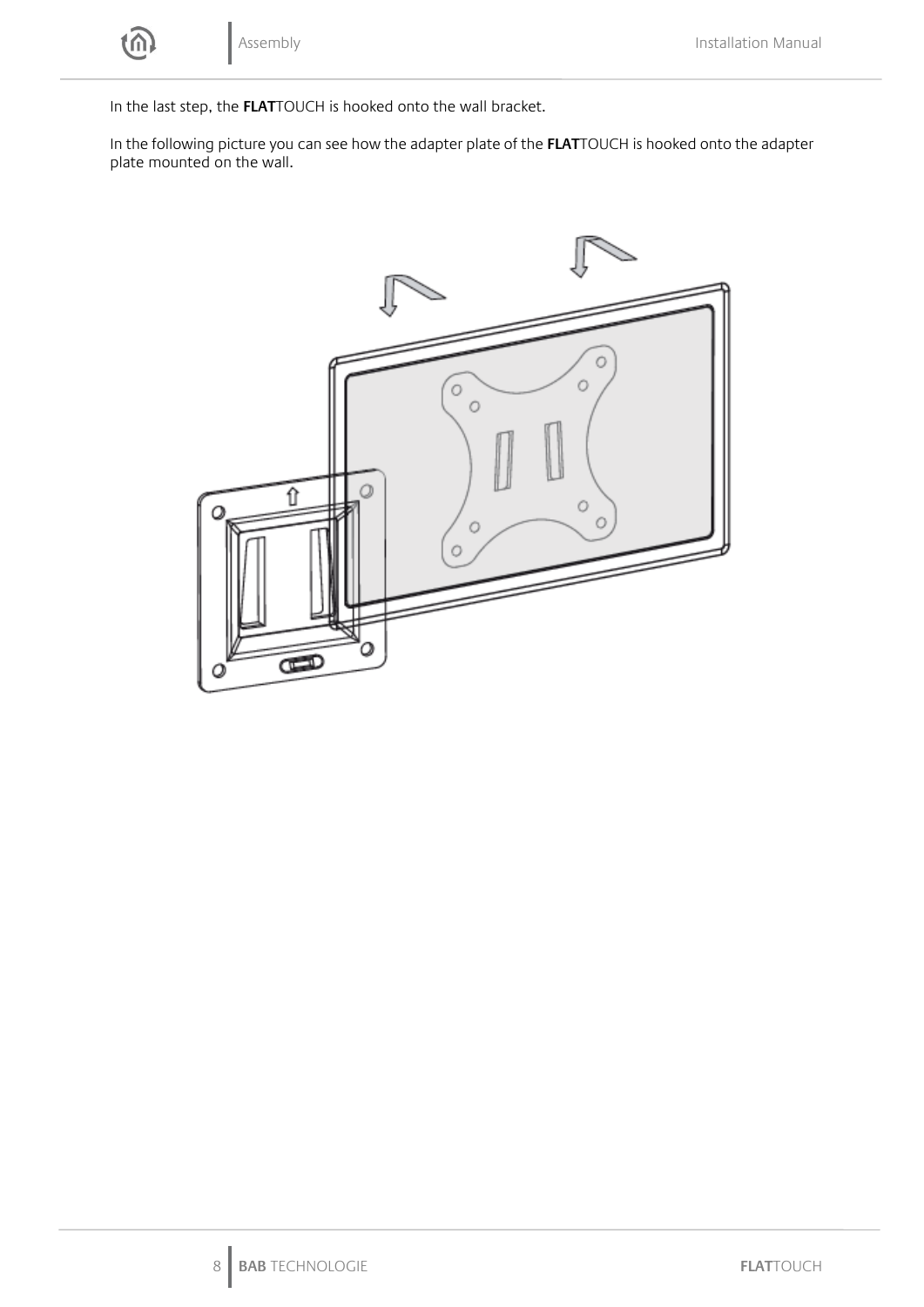In the last step, the **FLAT**TOUCH is hooked onto the wall bracket.

In the following picture you can see how the adapter plate of the **FLAT**TOUCH is hooked onto the adapter plate mounted on the wall.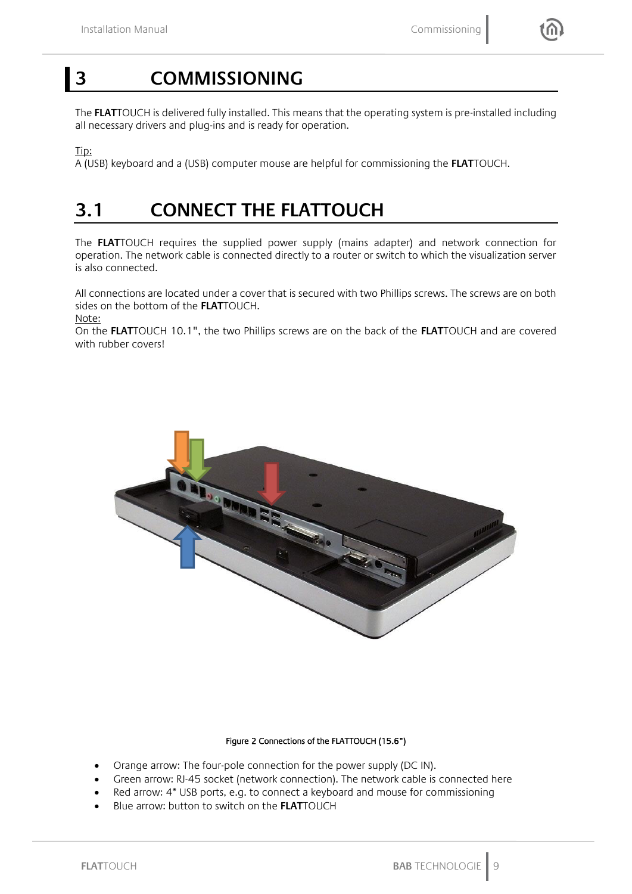# 3 COMMISSIONING

The **FLAT**TOUCH is delivered fully installed. This means that the operating system is pre-installed including all necessary drivers and plug-ins and is ready for operation.

Tip:
A (USB) keyboard and a (USB) computer mouse are helpful for commissioning the **FLAT**TOUCH.

## 3.1 CONNECT THE FLATTOUCH

The **FLAT**TOUCH requires the supplied power supply (mains adapter) and network connection for operation. The network cable is connected directly to a router or switch to which the visualization server is also connected.

All connections are located under a cover that is secured with two Phillips screws. The screws are on both sides on the bottom of the **FLAT**TOUCH.
Note:
On the **FLAT**TOUCH 10.1", the two Phillips screws are on the back of the **FLAT**TOUCH and are covered with rubber covers!

Figure 2 Connections of the FLATTOUCH (15.6")

- Orange arrow: The four-pole connection for the power supply (DC IN).
- Green arrow: RJ-45 socket (network connection). The network cable is connected here
- Red arrow: 4* USB ports, e.g. to connect a keyboard and mouse for commissioning
- Blue arrow: button to switch on the **FLAT**TOUCH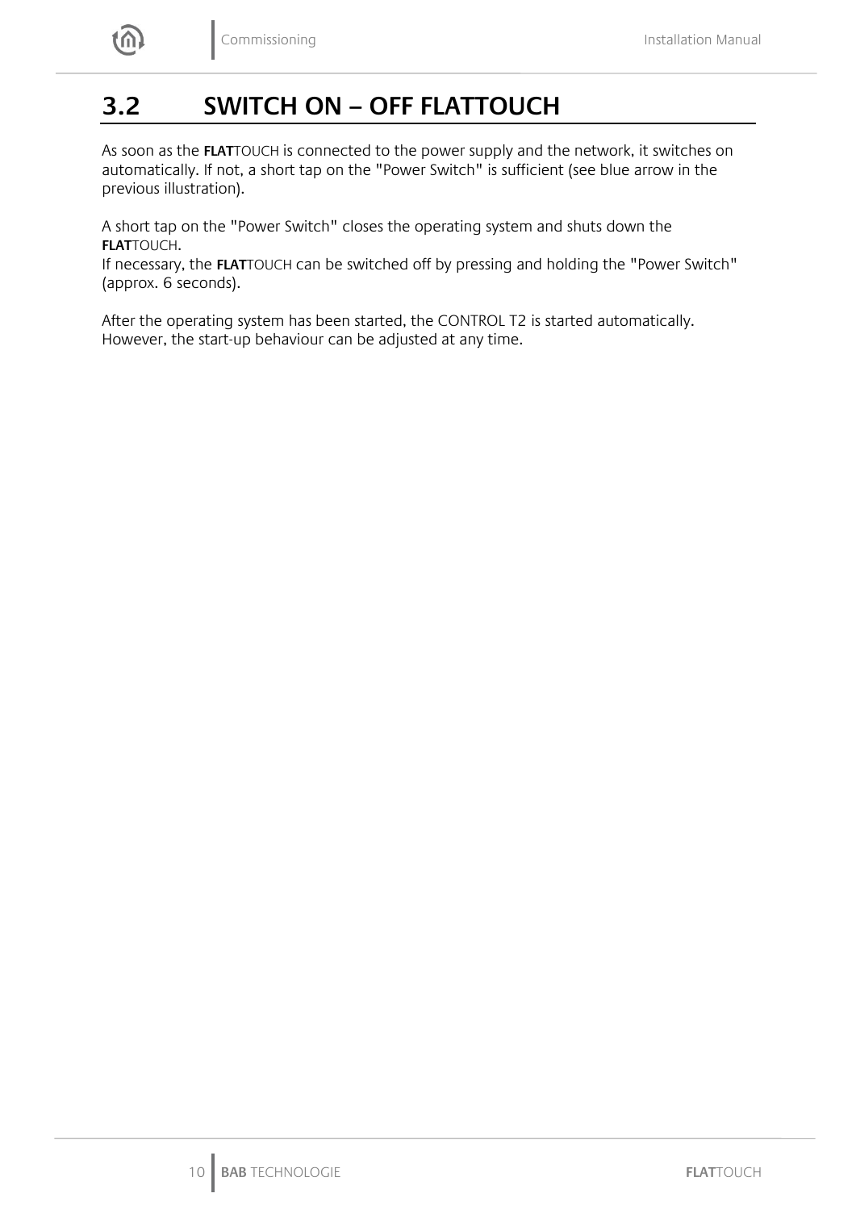## 3.2 SWITCH ON – OFF FLATTOUCH

As soon as the **FLAT**TOUCH is connected to the power supply and the network, it switches on automatically. If not, a short tap on the "Power Switch" is sufficient (see blue arrow in the previous illustration).

A short tap on the "Power Switch" closes the operating system and shuts down the **FLAT**TOUCH.
If necessary, the **FLAT**TOUCH can be switched off by pressing and holding the "Power Switch" (approx. 6 seconds).

After the operating system has been started, the CONTROL T2 is started automatically. However, the start-up behaviour can be adjusted at any time.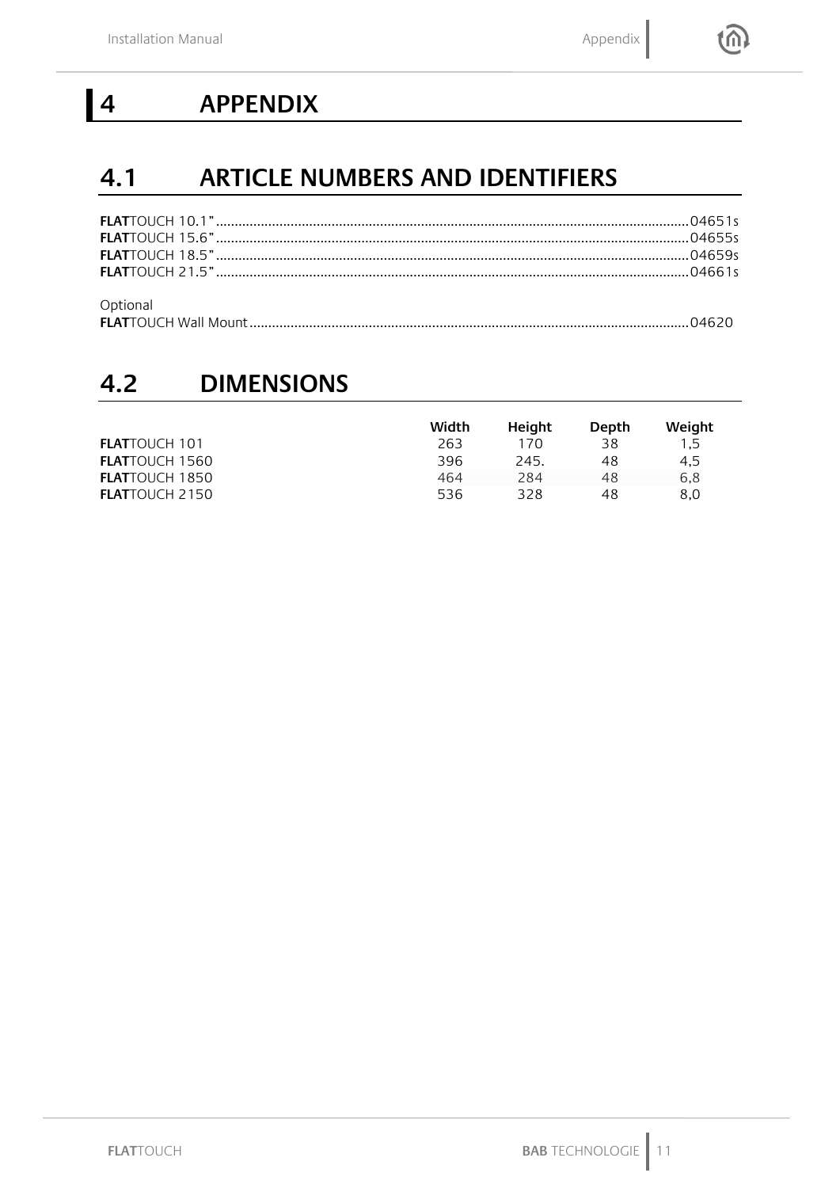# 4 APPENDIX

## 4.1 ARTICLE NUMBERS AND IDENTIFIERS

**FLAT**TOUCH 10.1" ........................................................................................................................04651s
**FLAT**TOUCH 15.6" ........................................................................................................................04655s
**FLAT**TOUCH 18.5" ........................................................................................................................04659s
**FLAT**TOUCH 21.5" ........................................................................................................................04661s

Optional
**FLAT**TOUCH Wall Mount ..................................................................................................................04620

## 4.2 DIMENSIONS

| | Width | Height | Depth | Weight |
|---|---|---|---|---|
| **FLAT**TOUCH 101 | 263 | 170 | 38 | 1,5 |
| **FLAT**TOUCH 1560 | 396 | 245. | 48 | 4,5 |
| **FLAT**TOUCH 1850 | 464 | 284 | 48 | 6,8 |
| **FLAT**TOUCH 2150 | 536 | 328 | 48 | 8,0 |